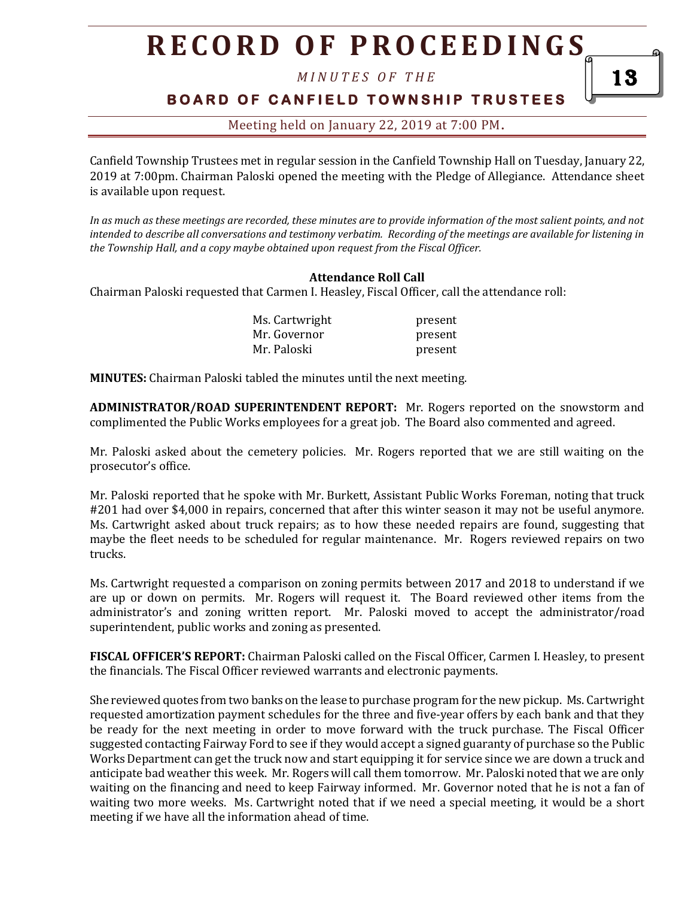Canfield Township Trustees met in regular session in the Canfield Township Hall on Tuesday, January 22, 2019 at 7:00pm. Chairman Paloski opened the meeting with the Pledge of Allegiance. Attendance sheet is available upon request.

*In as much as these meetings are recorded, these minutes are to provide information of the most salient points, and not intended to describe all conversations and testimony verbatim. Recording of the meetings are available for listening in the Township Hall, and a copy maybe obtained upon request from the Fiscal Officer.*

**Attendance Roll Call**

Chairman Paloski requested that Carmen I. Heasley, Fiscal Officer, call the attendance roll:

| | |
|---|---|
| Ms. Cartwright | present |
| Mr. Governor | present |
| Mr. Paloski | present |

**MINUTES:** Chairman Paloski tabled the minutes until the next meeting.

**ADMINISTRATOR/ROAD SUPERINTENDENT REPORT:** Mr. Rogers reported on the snowstorm and complimented the Public Works employees for a great job. The Board also commented and agreed.

Mr. Paloski asked about the cemetery policies. Mr. Rogers reported that we are still waiting on the prosecutor's office.

Mr. Paloski reported that he spoke with Mr. Burkett, Assistant Public Works Foreman, noting that truck #201 had over $4,000 in repairs, concerned that after this winter season it may not be useful anymore. Ms. Cartwright asked about truck repairs; as to how these needed repairs are found, suggesting that maybe the fleet needs to be scheduled for regular maintenance. Mr. Rogers reviewed repairs on two trucks.

Ms. Cartwright requested a comparison on zoning permits between 2017 and 2018 to understand if we are up or down on permits. Mr. Rogers will request it. The Board reviewed other items from the administrator's and zoning written report. Mr. Paloski moved to accept the administrator/road superintendent, public works and zoning as presented.

**FISCAL OFFICER'S REPORT:** Chairman Paloski called on the Fiscal Officer, Carmen I. Heasley, to present the financials. The Fiscal Officer reviewed warrants and electronic payments.

She reviewed quotes from two banks on the lease to purchase program for the new pickup. Ms. Cartwright requested amortization payment schedules for the three and five-year offers by each bank and that they be ready for the next meeting in order to move forward with the truck purchase. The Fiscal Officer suggested contacting Fairway Ford to see if they would accept a signed guaranty of purchase so the Public Works Department can get the truck now and start equipping it for service since we are down a truck and anticipate bad weather this week. Mr. Rogers will call them tomorrow. Mr. Paloski noted that we are only waiting on the financing and need to keep Fairway informed. Mr. Governor noted that he is not a fan of waiting two more weeks. Ms. Cartwright noted that if we need a special meeting, it would be a short meeting if we have all the information ahead of time.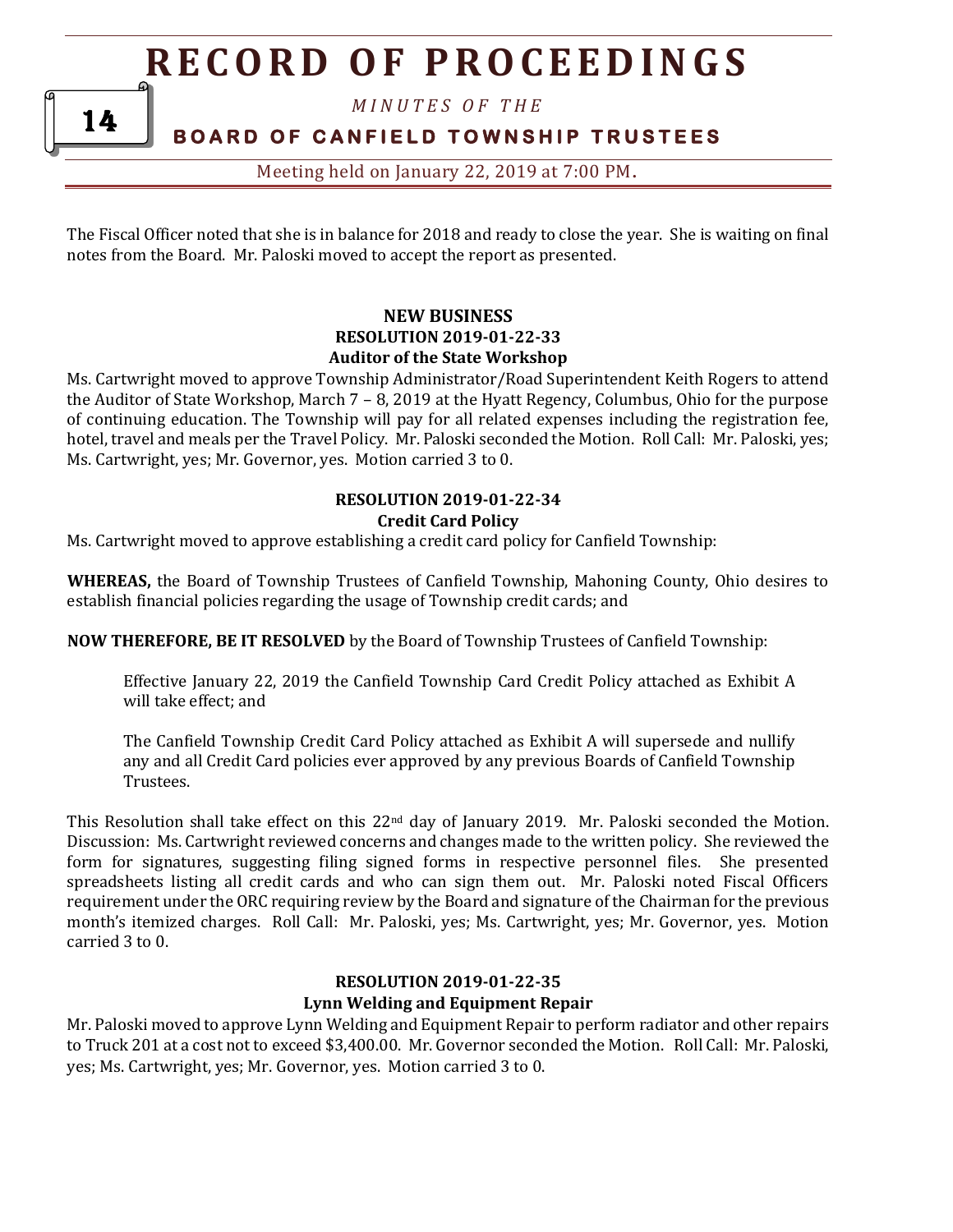The Fiscal Officer noted that she is in balance for 2018 and ready to close the year. She is waiting on final notes from the Board. Mr. Paloski moved to accept the report as presented.

## NEW BUSINESS
### RESOLUTION 2019-01-22-33
### Auditor of the State Workshop

Ms. Cartwright moved to approve Township Administrator/Road Superintendent Keith Rogers to attend the Auditor of State Workshop, March 7 – 8, 2019 at the Hyatt Regency, Columbus, Ohio for the purpose of continuing education. The Township will pay for all related expenses including the registration fee, hotel, travel and meals per the Travel Policy. Mr. Paloski seconded the Motion. Roll Call: Mr. Paloski, yes; Ms. Cartwright, yes; Mr. Governor, yes. Motion carried 3 to 0.

### RESOLUTION 2019-01-22-34
### Credit Card Policy

Ms. Cartwright moved to approve establishing a credit card policy for Canfield Township:

**WHEREAS,** the Board of Township Trustees of Canfield Township, Mahoning County, Ohio desires to establish financial policies regarding the usage of Township credit cards; and

**NOW THEREFORE, BE IT RESOLVED** by the Board of Township Trustees of Canfield Township:

> Effective January 22, 2019 the Canfield Township Card Credit Policy attached as Exhibit A will take effect; and
>
> The Canfield Township Credit Card Policy attached as Exhibit A will supersede and nullify any and all Credit Card policies ever approved by any previous Boards of Canfield Township Trustees.

This Resolution shall take effect on this 22nd day of January 2019. Mr. Paloski seconded the Motion. Discussion: Ms. Cartwright reviewed concerns and changes made to the written policy. She reviewed the form for signatures, suggesting filing signed forms in respective personnel files. She presented spreadsheets listing all credit cards and who can sign them out. Mr. Paloski noted Fiscal Officers requirement under the ORC requiring review by the Board and signature of the Chairman for the previous month's itemized charges. Roll Call: Mr. Paloski, yes; Ms. Cartwright, yes; Mr. Governor, yes. Motion carried 3 to 0.

### RESOLUTION 2019-01-22-35
### Lynn Welding and Equipment Repair

Mr. Paloski moved to approve Lynn Welding and Equipment Repair to perform radiator and other repairs to Truck 201 at a cost not to exceed $3,400.00. Mr. Governor seconded the Motion. Roll Call: Mr. Paloski, yes; Ms. Cartwright, yes; Mr. Governor, yes. Motion carried 3 to 0.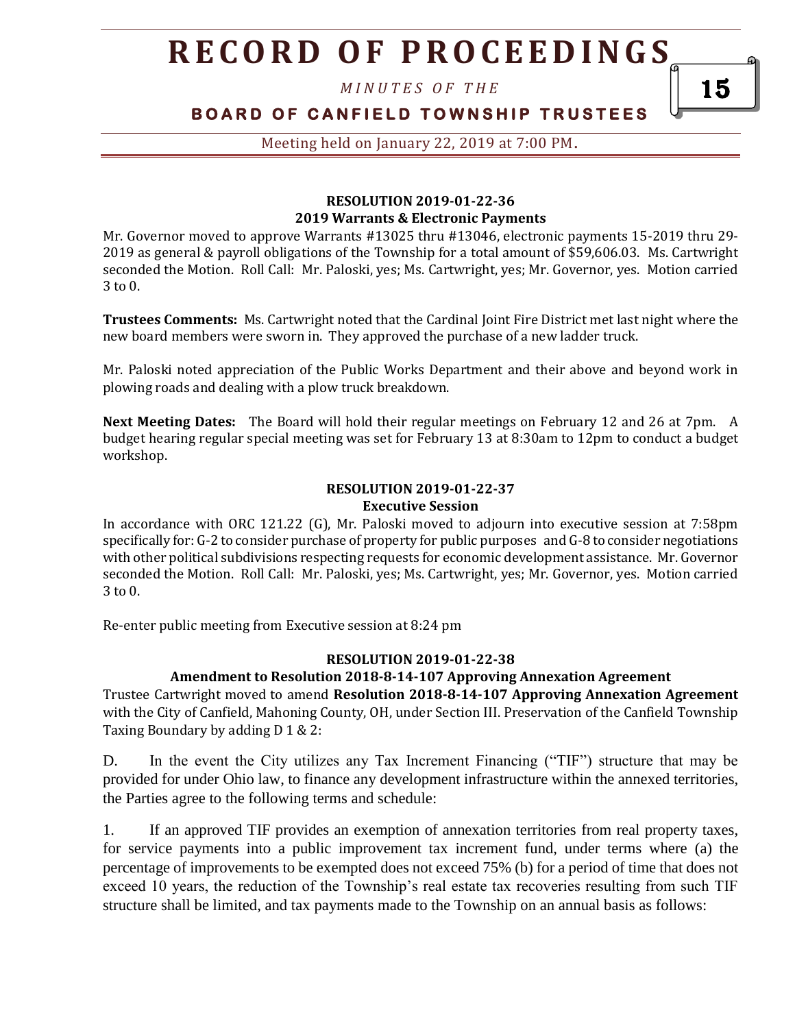**RESOLUTION 2019-01-22-36**
**2019 Warrants & Electronic Payments**

Mr. Governor moved to approve Warrants #13025 thru #13046, electronic payments 15-2019 thru 29-2019 as general & payroll obligations of the Township for a total amount of $59,606.03. Ms. Cartwright seconded the Motion. Roll Call: Mr. Paloski, yes; Ms. Cartwright, yes; Mr. Governor, yes. Motion carried 3 to 0.

**Trustees Comments:** Ms. Cartwright noted that the Cardinal Joint Fire District met last night where the new board members were sworn in. They approved the purchase of a new ladder truck.

Mr. Paloski noted appreciation of the Public Works Department and their above and beyond work in plowing roads and dealing with a plow truck breakdown.

**Next Meeting Dates:** The Board will hold their regular meetings on February 12 and 26 at 7pm. A budget hearing regular special meeting was set for February 13 at 8:30am to 12pm to conduct a budget workshop.

**RESOLUTION 2019-01-22-37**
**Executive Session**

In accordance with ORC 121.22 (G), Mr. Paloski moved to adjourn into executive session at 7:58pm specifically for: G-2 to consider purchase of property for public purposes and G-8 to consider negotiations with other political subdivisions respecting requests for economic development assistance. Mr. Governor seconded the Motion. Roll Call: Mr. Paloski, yes; Ms. Cartwright, yes; Mr. Governor, yes. Motion carried 3 to 0.

Re-enter public meeting from Executive session at 8:24 pm

**RESOLUTION 2019-01-22-38**
**Amendment to Resolution 2018-8-14-107 Approving Annexation Agreement**

Trustee Cartwright moved to amend **Resolution 2018-8-14-107 Approving Annexation Agreement** with the City of Canfield, Mahoning County, OH, under Section III. Preservation of the Canfield Township Taxing Boundary by adding D 1 & 2:

D. In the event the City utilizes any Tax Increment Financing ("TIF") structure that may be provided for under Ohio law, to finance any development infrastructure within the annexed territories, the Parties agree to the following terms and schedule:

1. If an approved TIF provides an exemption of annexation territories from real property taxes, for service payments into a public improvement tax increment fund, under terms where (a) the percentage of improvements to be exempted does not exceed 75% (b) for a period of time that does not exceed 10 years, the reduction of the Township's real estate tax recoveries resulting from such TIF structure shall be limited, and tax payments made to the Township on an annual basis as follows: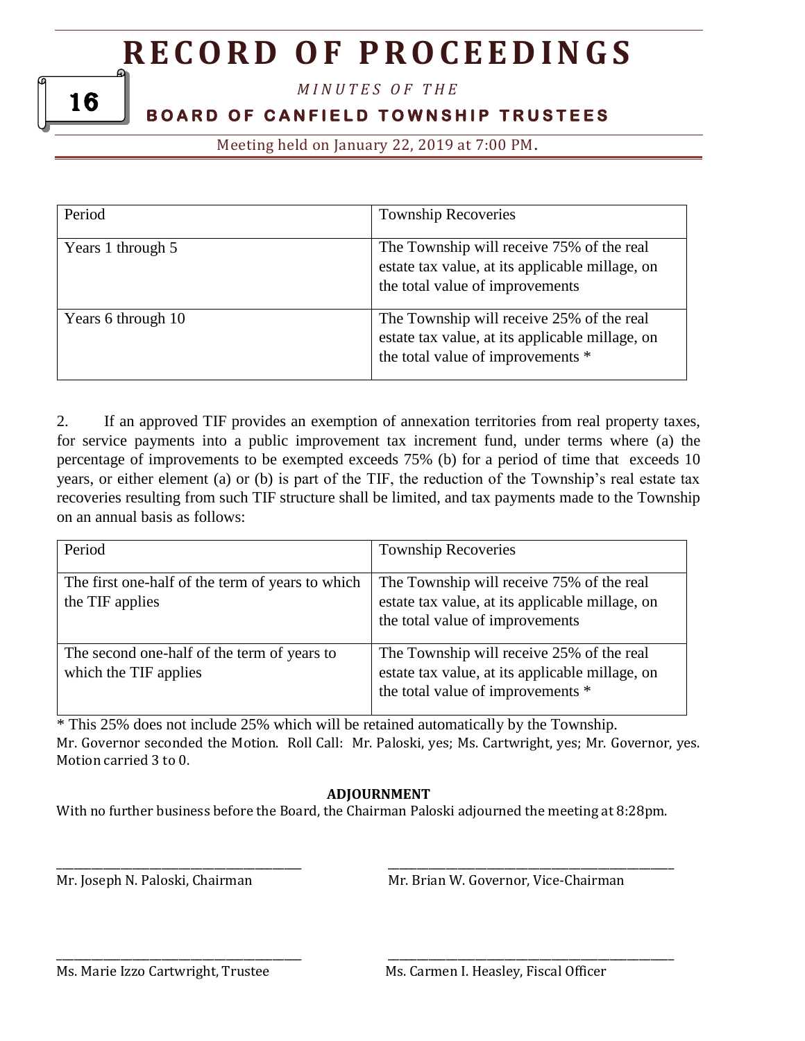| Period | Township Recoveries |
| --- | --- |
| Years 1 through 5 | The Township will receive 75% of the real estate tax value, at its applicable millage, on the total value of improvements |
| Years 6 through 10 | The Township will receive 25% of the real estate tax value, at its applicable millage, on the total value of improvements * |

2. If an approved TIF provides an exemption of annexation territories from real property taxes, for service payments into a public improvement tax increment fund, under terms where (a) the percentage of improvements to be exempted exceeds 75% (b) for a period of time that exceeds 10 years, or either element (a) or (b) is part of the TIF, the reduction of the Township's real estate tax recoveries resulting from such TIF structure shall be limited, and tax payments made to the Township on an annual basis as follows:

| Period | Township Recoveries |
| --- | --- |
| The first one-half of the term of years to which the TIF applies | The Township will receive 75% of the real estate tax value, at its applicable millage, on the total value of improvements |
| The second one-half of the term of years to which the TIF applies | The Township will receive 25% of the real estate tax value, at its applicable millage, on the total value of improvements * |

* This 25% does not include 25% which will be retained automatically by the Township.

Mr. Governor seconded the Motion. Roll Call: Mr. Paloski, yes; Ms. Cartwright, yes; Mr. Governor, yes. Motion carried 3 to 0.

**ADJOURNMENT**

With no further business before the Board, the Chairman Paloski adjourned the meeting at 8:28pm.

\_\_\_\_\_\_\_\_\_\_\_\_\_\_\_\_\_\_\_\_\_\_\_\_\_\_\_\_\_\_\_\_\_\_\_\_\_\_\_\_
Mr. Joseph N. Paloski, Chairman

\_\_\_\_\_\_\_\_\_\_\_\_\_\_\_\_\_\_\_\_\_\_\_\_\_\_\_\_\_\_\_\_\_\_\_\_\_\_\_\_
Mr. Brian W. Governor, Vice-Chairman

\_\_\_\_\_\_\_\_\_\_\_\_\_\_\_\_\_\_\_\_\_\_\_\_\_\_\_\_\_\_\_\_\_\_\_\_\_\_\_\_
Ms. Marie Izzo Cartwright, Trustee

\_\_\_\_\_\_\_\_\_\_\_\_\_\_\_\_\_\_\_\_\_\_\_\_\_\_\_\_\_\_\_\_\_\_\_\_\_\_\_\_
Ms. Carmen I. Heasley, Fiscal Officer